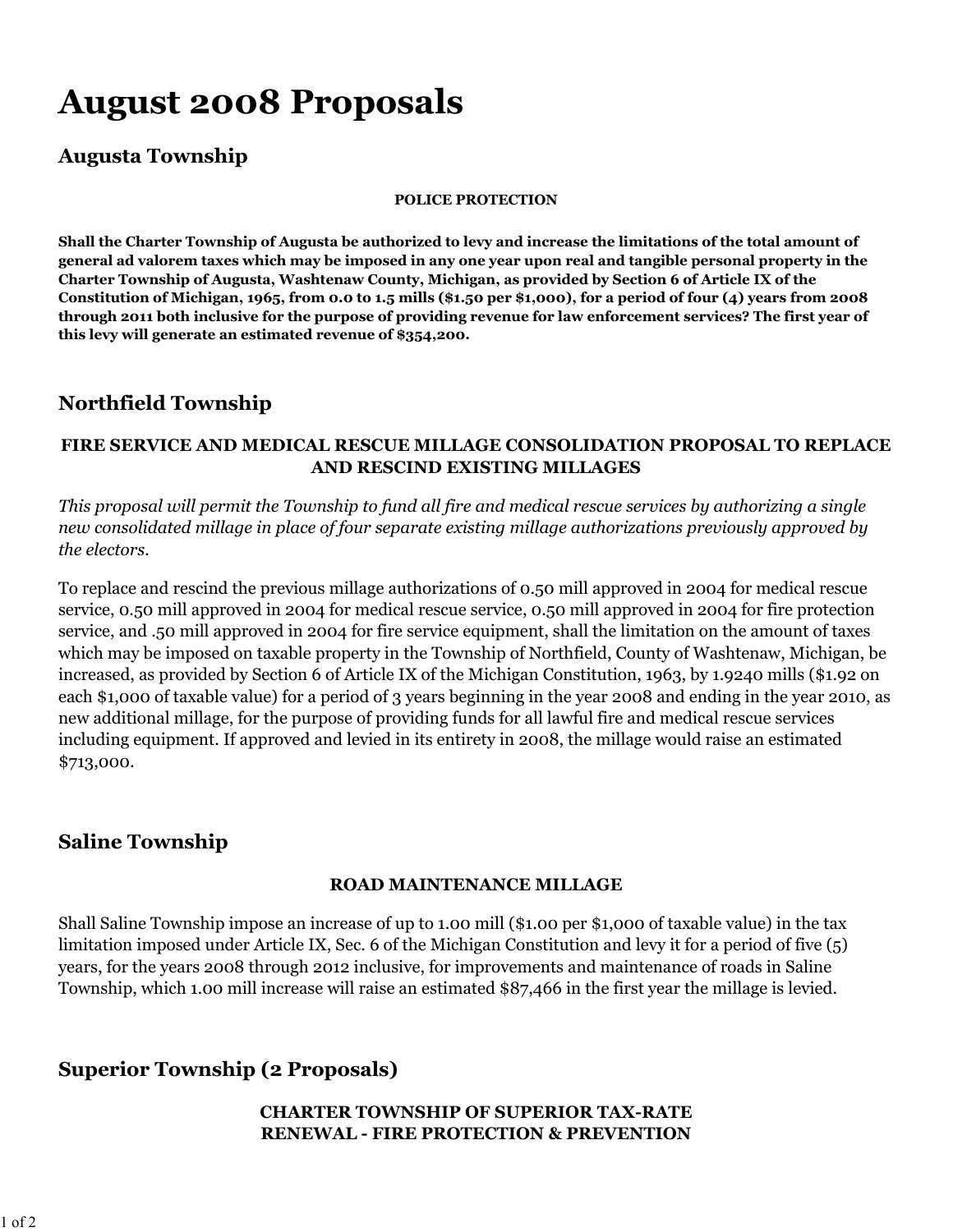# August 2008 Proposals

## Augusta Township

**POLICE PROTECTION**

**Shall the Charter Township of Augusta be authorized to levy and increase the limitations of the total amount of general ad valorem taxes which may be imposed in any one year upon real and tangible personal property in the Charter Township of Augusta, Washtenaw County, Michigan, as provided by Section 6 of Article IX of the Constitution of Michigan, 1965, from 0.0 to 1.5 mills ($1.50 per $1,000), for a period of four (4) years from 2008 through 2011 both inclusive for the purpose of providing revenue for law enforcement services? The first year of this levy will generate an estimated revenue of $354,200.**

## Northfield Township

**FIRE SERVICE AND MEDICAL RESCUE MILLAGE CONSOLIDATION PROPOSAL TO REPLACE AND RESCIND EXISTING MILLAGES**

*This proposal will permit the Township to fund all fire and medical rescue services by authorizing a single new consolidated millage in place of four separate existing millage authorizations previously approved by the electors.*

To replace and rescind the previous millage authorizations of 0.50 mill approved in 2004 for medical rescue service, 0.50 mill approved in 2004 for medical rescue service, 0.50 mill approved in 2004 for fire protection service, and .50 mill approved in 2004 for fire service equipment, shall the limitation on the amount of taxes which may be imposed on taxable property in the Township of Northfield, County of Washtenaw, Michigan, be increased, as provided by Section 6 of Article IX of the Michigan Constitution, 1963, by 1.9240 mills ($1.92 on each $1,000 of taxable value) for a period of 3 years beginning in the year 2008 and ending in the year 2010, as new additional millage, for the purpose of providing funds for all lawful fire and medical rescue services including equipment. If approved and levied in its entirety in 2008, the millage would raise an estimated $713,000.

## Saline Township

**ROAD MAINTENANCE MILLAGE**

Shall Saline Township impose an increase of up to 1.00 mill ($1.00 per $1,000 of taxable value) in the tax limitation imposed under Article IX, Sec. 6 of the Michigan Constitution and levy it for a period of five (5) years, for the years 2008 through 2012 inclusive, for improvements and maintenance of roads in Saline Township, which 1.00 mill increase will raise an estimated $87,466 in the first year the millage is levied.

## Superior Township (2 Proposals)

**CHARTER TOWNSHIP OF SUPERIOR TAX-RATE RENEWAL - FIRE PROTECTION & PREVENTION**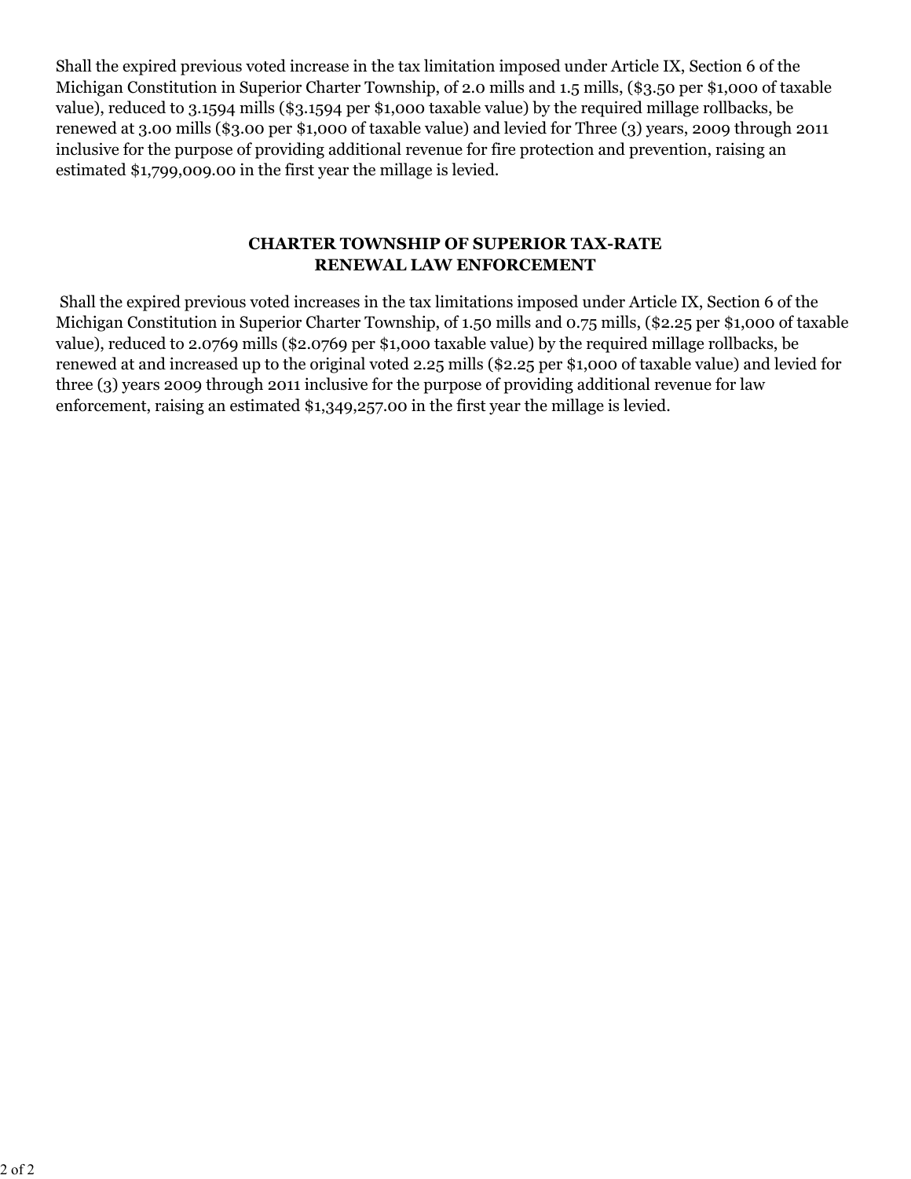Shall the expired previous voted increase in the tax limitation imposed under Article IX, Section 6 of the Michigan Constitution in Superior Charter Township, of 2.0 mills and 1.5 mills, ($3.50 per $1,000 of taxable value), reduced to 3.1594 mills ($3.1594 per $1,000 taxable value) by the required millage rollbacks, be renewed at 3.00 mills ($3.00 per $1,000 of taxable value) and levied for Three (3) years, 2009 through 2011 inclusive for the purpose of providing additional revenue for fire protection and prevention, raising an estimated $1,799,009.00 in the first year the millage is levied.

## CHARTER TOWNSHIP OF SUPERIOR TAX-RATE RENEWAL LAW ENFORCEMENT

Shall the expired previous voted increases in the tax limitations imposed under Article IX, Section 6 of the Michigan Constitution in Superior Charter Township, of 1.50 mills and 0.75 mills, ($2.25 per $1,000 of taxable value), reduced to 2.0769 mills ($2.0769 per $1,000 taxable value) by the required millage rollbacks, be renewed at and increased up to the original voted 2.25 mills ($2.25 per $1,000 of taxable value) and levied for three (3) years 2009 through 2011 inclusive for the purpose of providing additional revenue for law enforcement, raising an estimated $1,349,257.00 in the first year the millage is levied.